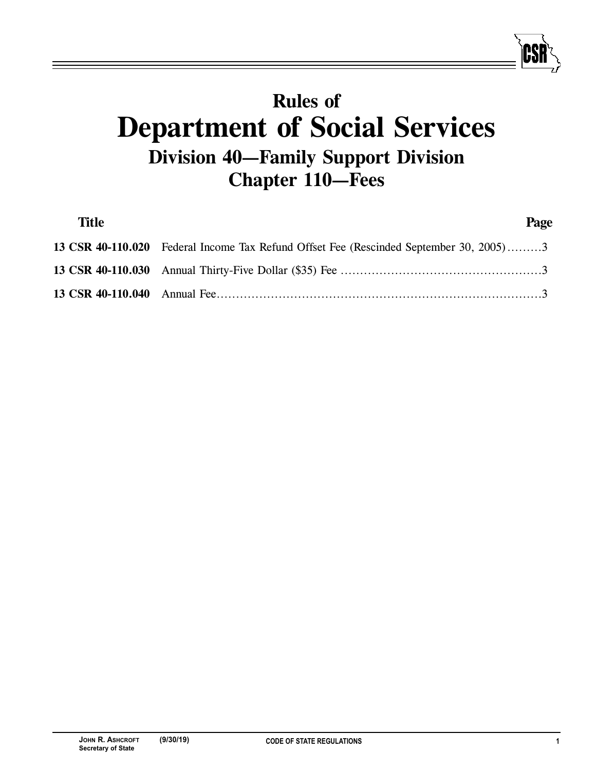# Rules of
# Department of Social Services
## Division 40—Family Support Division
## Chapter 110—Fees

| Title | | Page |
|---|---|---|
| **13 CSR 40-110.020** | Federal Income Tax Refund Offset Fee (Rescinded September 30, 2005) | 3 |
| **13 CSR 40-110.030** | Annual Thirty-Five Dollar ($35) Fee | 3 |
| **13 CSR 40-110.040** | Annual Fee | 3 |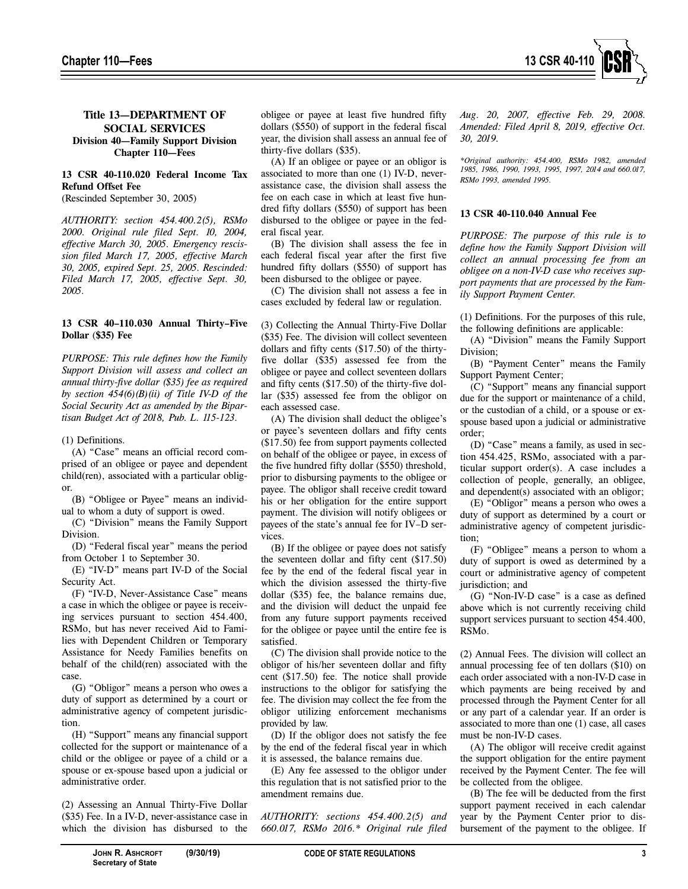### Title 13—DEPARTMENT OF SOCIAL SERVICES
### Division 40—Family Support Division
### Chapter 110—Fees

**13 CSR 40-110.020 Federal Income Tax Refund Offset Fee**
(Rescinded September 30, 2005)

*AUTHORITY: section 454.400.2(5), RSMo 2000. Original rule filed Sept. 10, 2004, effective March 30, 2005. Emergency rescission filed March 17, 2005, effective March 30, 2005, expired Sept. 25, 2005. Rescinded: Filed March 17, 2005, effective Sept. 30, 2005.*

**13 CSR 40–110.030 Annual Thirty–Five Dollar ($35) Fee**

*PURPOSE: This rule defines how the Family Support Division will assess and collect an annual thirty-five dollar ($35) fee as required by section 454(6)(B)(ii) of Title IV-D of the Social Security Act as amended by the Bipartisan Budget Act of 2018, Pub. L. 115-123.*

(1) Definitions.

(A) "Case" means an official record comprised of an obligee or payee and dependent child(ren), associated with a particular obligor.

(B) "Obligee or Payee" means an individual to whom a duty of support is owed.

(C) "Division" means the Family Support Division.

(D) "Federal fiscal year" means the period from October 1 to September 30.

(E) "IV-D" means part IV-D of the Social Security Act.

(F) "IV-D, Never-Assistance Case" means a case in which the obligee or payee is receiving services pursuant to section 454.400, RSMo, but has never received Aid to Families with Dependent Children or Temporary Assistance for Needy Families benefits on behalf of the child(ren) associated with the case.

(G) "Obligor" means a person who owes a duty of support as determined by a court or administrative agency of competent jurisdiction.

(H) "Support" means any financial support collected for the support or maintenance of a child or the obligee or payee of a child or a spouse or ex-spouse based upon a judicial or administrative order.

(2) Assessing an Annual Thirty-Five Dollar ($35) Fee. In a IV-D, never-assistance case in which the division has disbursed to the obligee or payee at least five hundred fifty dollars ($550) of support in the federal fiscal year, the division shall assess an annual fee of thirty-five dollars ($35).

(A) If an obligee or payee or an obligor is associated to more than one (1) IV-D, never-assistance case, the division shall assess the fee on each case in which at least five hundred fifty dollars ($550) of support has been disbursed to the obligee or payee in the federal fiscal year.

(B) The division shall assess the fee in each federal fiscal year after the first five hundred fifty dollars ($550) of support has been disbursed to the obligee or payee.

(C) The division shall not assess a fee in cases excluded by federal law or regulation.

(3) Collecting the Annual Thirty-Five Dollar ($35) Fee. The division will collect seventeen dollars and fifty cents ($17.50) of the thirty-five dollar ($35) assessed fee from the obligee or payee and collect seventeen dollars and fifty cents ($17.50) of the thirty-five dollar ($35) assessed fee from the obligor on each assessed case.

(A) The division shall deduct the obligee's or payee's seventeen dollars and fifty cents ($17.50) fee from support payments collected on behalf of the obligee or payee, in excess of the five hundred fifty dollar ($550) threshold, prior to disbursing payments to the obligee or payee. The obligor shall receive credit toward his or her obligation for the entire support payment. The division will notify obligees or payees of the state's annual fee for IV–D services.

(B) If the obligee or payee does not satisfy the seventeen dollar and fifty cent ($17.50) fee by the end of the federal fiscal year in which the division assessed the thirty-five dollar ($35) fee, the balance remains due, and the division will deduct the unpaid fee from any future support payments received for the obligee or payee until the entire fee is satisfied.

(C) The division shall provide notice to the obligor of his/her seventeen dollar and fifty cent ($17.50) fee. The notice shall provide instructions to the obligor for satisfying the fee. The division may collect the fee from the obligor utilizing enforcement mechanisms provided by law.

(D) If the obligor does not satisfy the fee by the end of the federal fiscal year in which it is assessed, the balance remains due.

(E) Any fee assessed to the obligor under this regulation that is not satisfied prior to the amendment remains due.

*AUTHORITY: sections 454.400.2(5) and 660.017, RSMo 2016.\* Original rule filed Aug. 20, 2007, effective Feb. 29, 2008. Amended: Filed April 8, 2019, effective Oct. 30, 2019.*

*\*Original authority: 454.400, RSMo 1982, amended 1985, 1986, 1990, 1993, 1995, 1997, 2014 and 660.017, RSMo 1993, amended 1995.*

**13 CSR 40-110.040 Annual Fee**

*PURPOSE: The purpose of this rule is to define how the Family Support Division will collect an annual processing fee from an obligee on a non-IV-D case who receives support payments that are processed by the Family Support Payment Center.*

(1) Definitions. For the purposes of this rule, the following definitions are applicable:

(A) "Division" means the Family Support Division;

(B) "Payment Center" means the Family Support Payment Center;

(C) "Support" means any financial support due for the support or maintenance of a child, or the custodian of a child, or a spouse or ex-spouse based upon a judicial or administrative order;

(D) "Case" means a family, as used in section 454.425, RSMo, associated with a particular support order(s). A case includes a collection of people, generally, an obligee, and dependent(s) associated with an obligor;

(E) "Obligor" means a person who owes a duty of support as determined by a court or administrative agency of competent jurisdiction;

(F) "Obligee" means a person to whom a duty of support is owed as determined by a court or administrative agency of competent jurisdiction; and

(G) "Non-IV-D case" is a case as defined above which is not currently receiving child support services pursuant to section 454.400, RSMo.

(2) Annual Fees. The division will collect an annual processing fee of ten dollars ($10) on each order associated with a non-IV-D case in which payments are being received by and processed through the Payment Center for all or any part of a calendar year. If an order is associated to more than one (1) case, all cases must be non-IV-D cases.

(A) The obligor will receive credit against the support obligation for the entire payment received by the Payment Center. The fee will be collected from the obligee.

(B) The fee will be deducted from the first support payment received in each calendar year by the Payment Center prior to disbursement of the payment to the obligee. If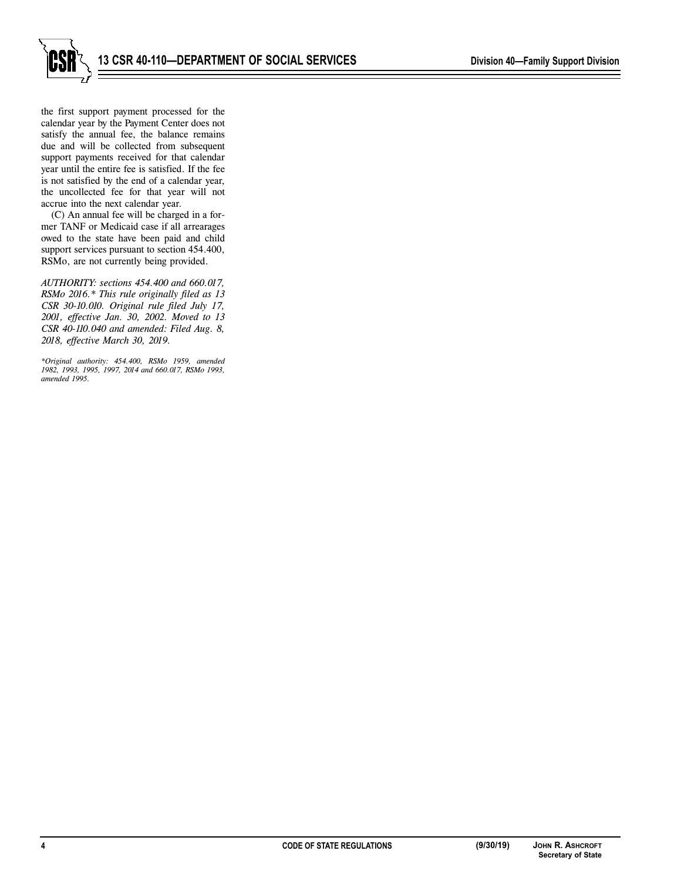the first support payment processed for the calendar year by the Payment Center does not satisfy the annual fee, the balance remains due and will be collected from subsequent support payments received for that calendar year until the entire fee is satisfied. If the fee is not satisfied by the end of a calendar year, the uncollected fee for that year will not accrue into the next calendar year.

(C) An annual fee will be charged in a former TANF or Medicaid case if all arrearages owed to the state have been paid and child support services pursuant to section 454.400, RSMo, are not currently being provided.

*AUTHORITY: sections 454.400 and 660.017, RSMo 2016.\* This rule originally filed as 13 CSR 30-10.010. Original rule filed July 17, 2001, effective Jan. 30, 2002. Moved to 13 CSR 40-110.040 and amended: Filed Aug. 8, 2018, effective March 30, 2019.*

*\*Original authority: 454.400, RSMo 1959, amended 1982, 1993, 1995, 1997, 2014 and 660.017, RSMo 1993, amended 1995.*